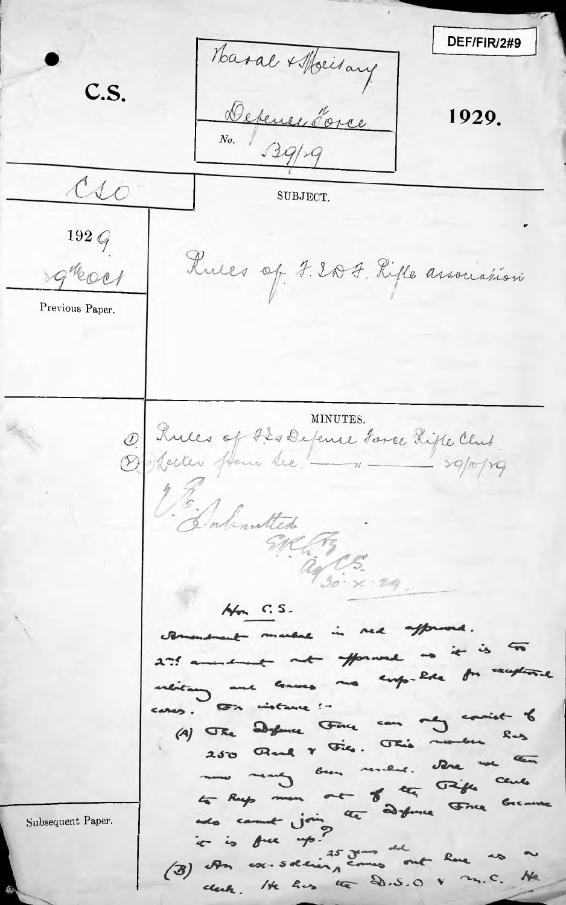DEF/FIR/2#9

**C.S.**

Naval & Military

Defence Force

No. 1391/29

**1929.**

CSO

1929

29 Oct

Previous Paper.

SUBJECT.

Rules of F.I.D.F. Rifle association

MINUTES.

(1) Rules of F.Is Defence Force Rifle Club

(2) Letter from Sec. — " — 29/10/29

H.E.

Submitted

[signature]

Ag C.S.

30.x.29.

Hon C.S.

Amendment marked in red approved.

2nd amendment not approved as it is too arbitrary and leaves no loop-hole for exceptional cases. For instance:-

(A) The Defence Force can only consist of 250 Rank & File. This number has now nearly been reached. Are we then to keep men out of the Rifle Club who cannot join the Defence Force because it is full up?

(B) An ex-soldier, 25 years old comes out here as a clerk. He has the D.S.O & M.C. He

Subsequent Paper.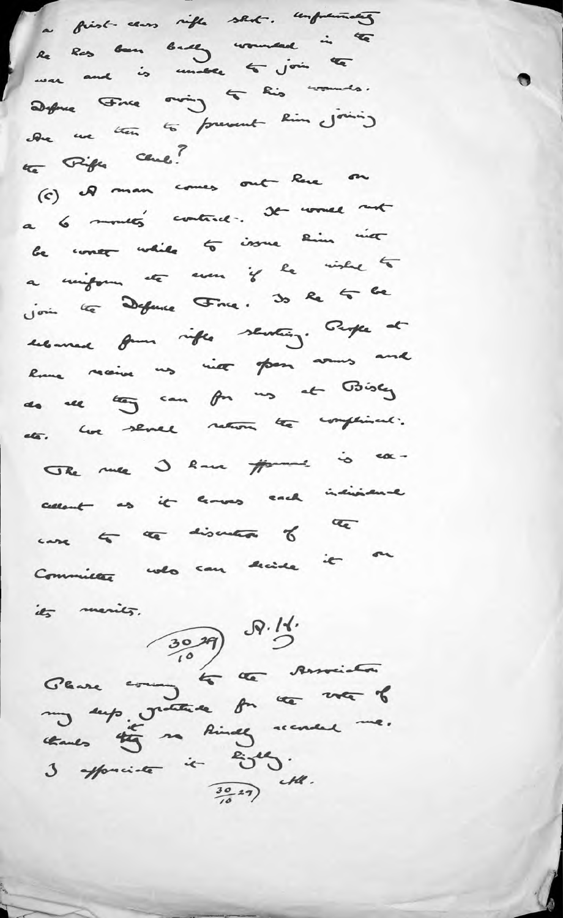a first-class rifle shot. Unfortunately he has been badly wounded in the war and is unable to join the Defence Force owing to his wounds. Are we then to prevent him joining the Rifle Club?

(c) A man comes out here on a 6 months' contract. It would not be worth while to issue him with a uniform etc even if he wished to join the Defence Force. Is he to be debarred from rifle shooting. People at home receive us with open arms and do all they can for us at Bisley etc. We should return the compliment.

The rule I have framed is excellent as it leaves each individual case to the discretion of the Committee who can decide it on its merits.

A.H.
(30/10/29)

Please convey to the Association my deep gratitude for the vote of thanks it so kindly accorded me. I appreciate it highly.

AH.
(30/10/29)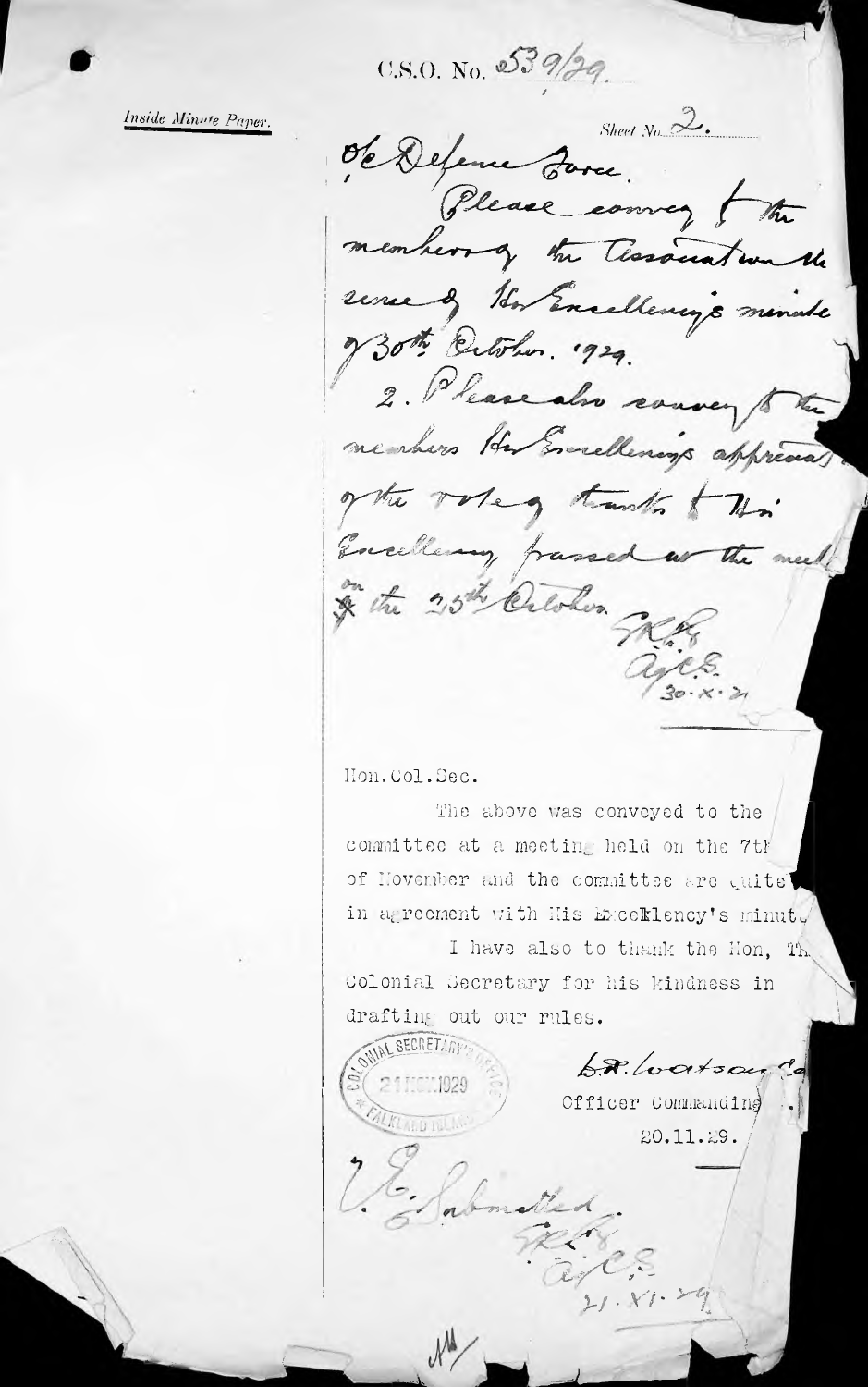C.S.O. No. 539/29.

*Inside Minute Paper.*

Sheet No. 2.

O/c Defence Force.

Please convey to the members of the Association the sense of His Excellency's minute of 30th October. 1929.

2. Please also convey to the members His Excellency's appreciation of the vote of thanks to His Excellency passed at the meeting on the 25th October.

GRLH
a/C.S.
30.x.29

Hon. Col. Sec.

The above was conveyed to the committee at a meeting held on the 7th of November and the committee are quite in agreement with His Excellency's minute.

I have also to thank the Hon. The Colonial Secretary for his kindness in drafting out our rules.

COLONIAL SECRETARY'S OFFICE
21 NOV 1929
FALKLAND ISLANDS

G.R. Watson Capt.
Officer Commanding
20.11.29.

V.E. Submitted.

GRLH
a/C.S.
21.XI.29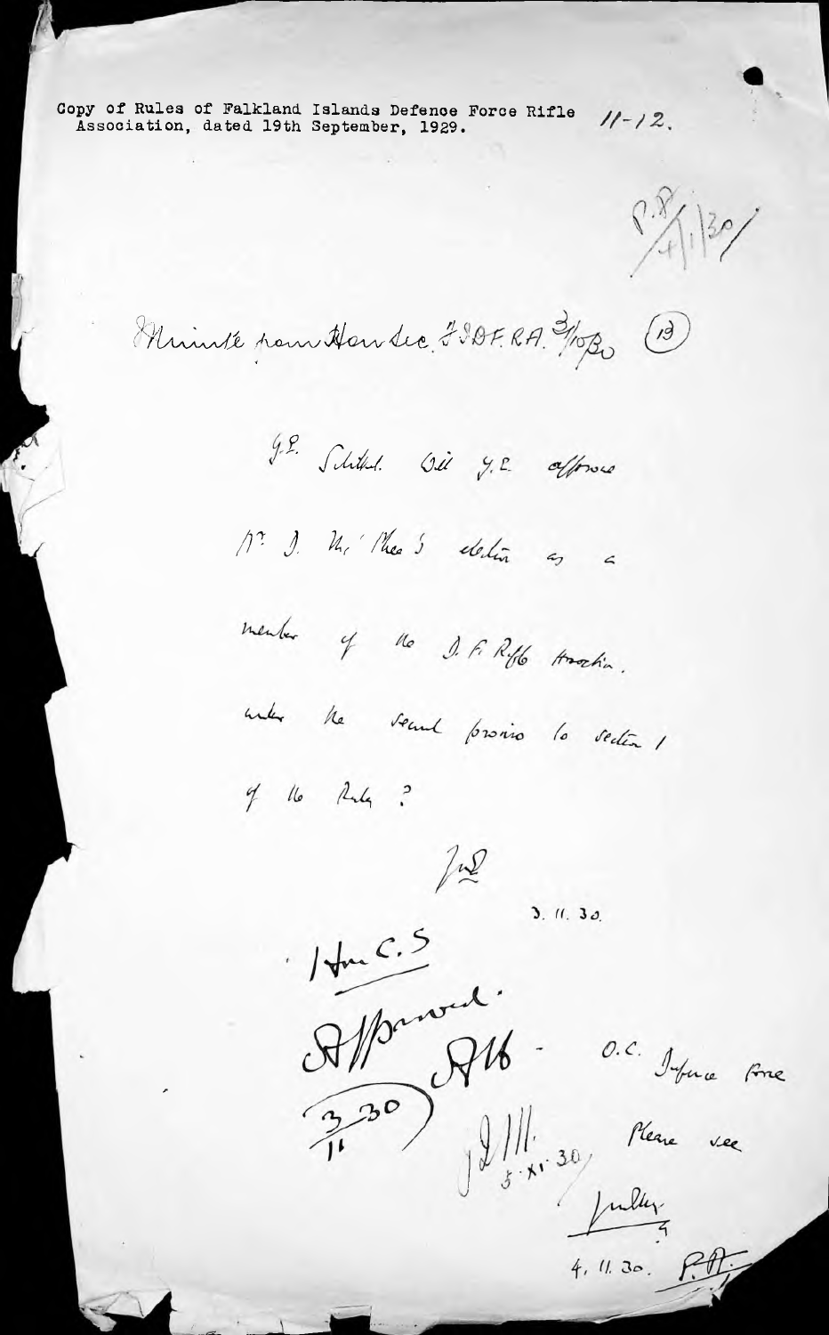Copy of Rules of Falkland Islands Defence Force Rifle Association, dated 19th September, 1929. 11-12.

P.R. 4/11/30/

Minute from Hon Sec. F.I.D.F.R.A. 3/10/30 (13)

G.S. Submitted. Will G.C. approve Mr J. McPhee's election as a member of the D.F. Rifle Association under the second proviso to section 1 of the Rules?

J.L. 3. 11. 30.

Hon C.S

Approved. A.H. 3/11/30

O.C. Defence Force Please see

J.M. 5.XI.30

[signature] 4. 11. 30. P.A.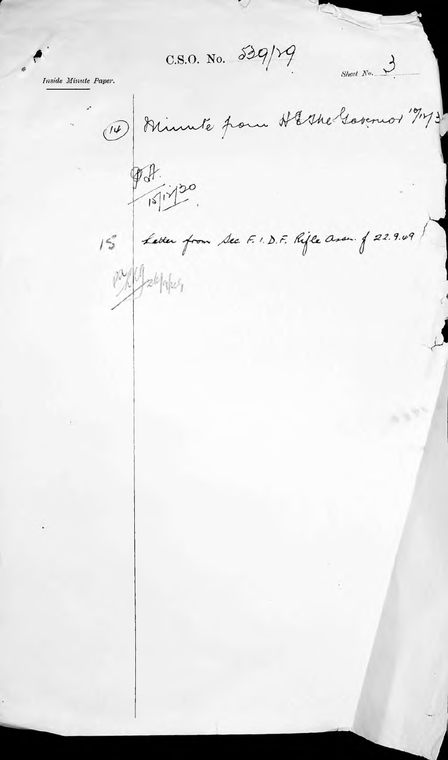C.S.O. No. 539/29

*Inside Minute Paper.*

Sheet No. 3

(14) Minute from H.E. the Governor 7/1/3

D.A.
15/1/30.

15 Letter from Sec. F.I.D.F. Rifle Assn. of 22.9.49

26/9/49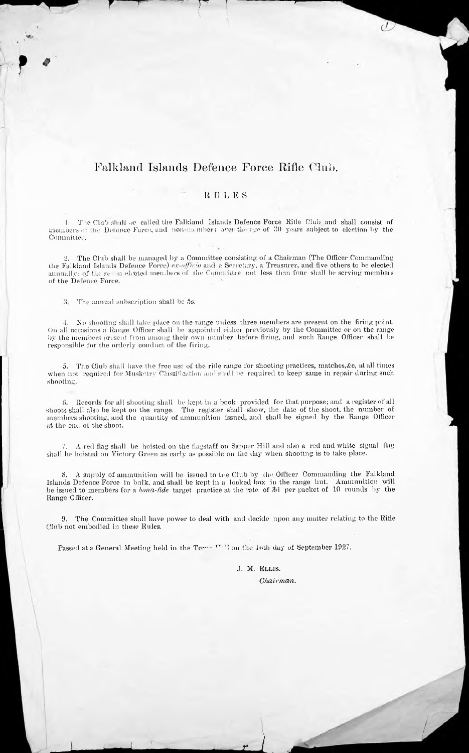# Falkland Islands Defence Force Rifle Club.

## RULES

1. The Club shall be called the Falkland Islands Defence Force Rifle Club and shall consist of members of the Defence Force, and non-members over the age of 30 years subject to election by the Committee.

2. The Club shall be managed by a Committee consisting of a Chairman (The Officer Commanding the Falkland Islands Defence Force) *ex-officio* and a Secretary, a Treasurer, and five others to be elected annually; of the seven elected members of the Committee not less than four shall be serving members of the Defence Force.

3. The annual subscription shall be 5s.

4. No shooting shall take place on the range unless three members are present on the firing point. On all occasions a Range Officer shall be appointed either previously by the Committee or on the range by the members present from among their own number before firing, and such Range Officer shall be responsible for the orderly conduct of the firing.

5. The Club shall have the free use of the rifle range for shooting practices, matches,&c, at all times when not required for Musketry Classification and shall be required to keep same in repair during such shooting.

6. Records for all shooting shall be kept in a book provided for that purpose; and a register of all shoots shall also be kept on the range. The register shall show, the date of the shoot, the number of members shooting, and the quantity of ammunition issued, and shall be signed by the Range Officer at the end of the shoot.

7. A red flag shall be hoisted on the flagstaff on Sapper Hill and also a red and white signal flag shall be hoisted on Victory Green as early as possible on the day when shooting is to take place.

8. A supply of ammunition will be issued to the Club by the Officer Commanding the Falkland Islands Defence Force in bulk, and shall be kept in a locked box in the range hut. Ammunition will be issued to members for a *bona-fide* target practice at the rate of 3d per packet of 10 rounds by the Range Officer.

9. The Committee shall have power to deal with and decide upon any matter relating to the Rifle Club not embodied in these Rules.

Passed at a General Meeting held in the Town Hall on the 16th day of September 1927.

J. M. Ellis.

*Chairman.*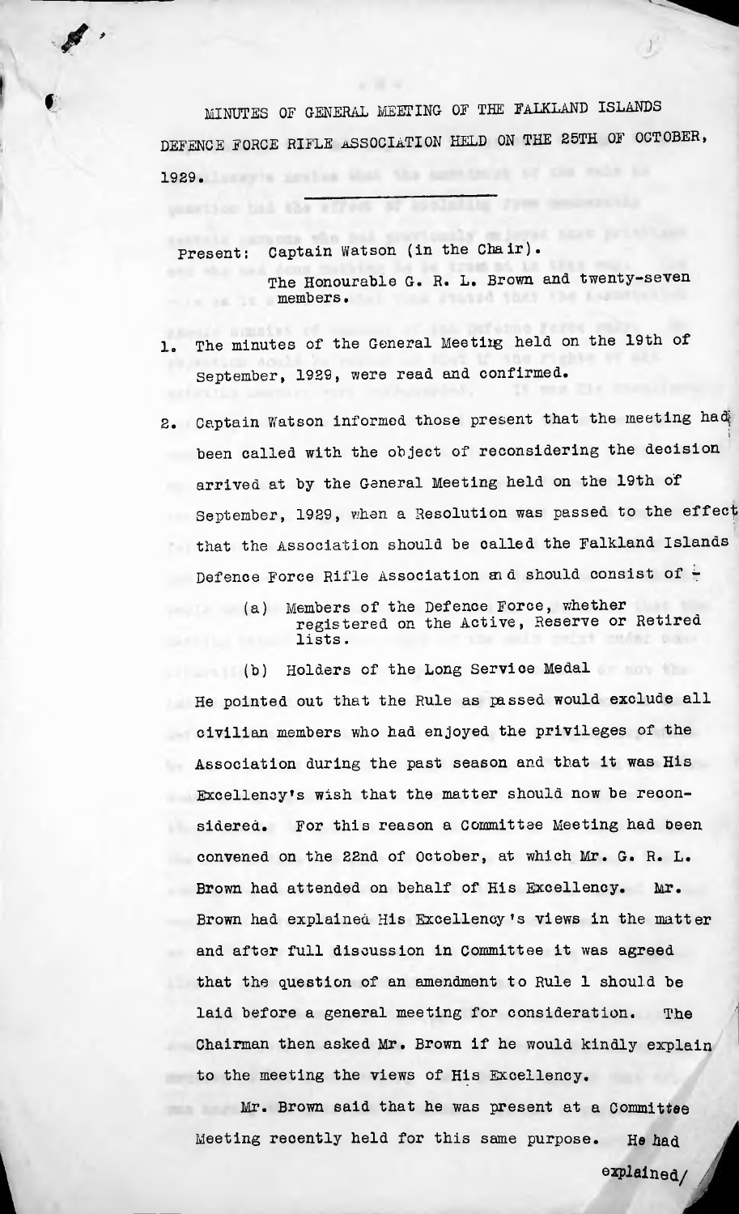MINUTES OF GENERAL MEETING OF THE FALKLAND ISLANDS DEFENCE FORCE RIFLE ASSOCIATION HELD ON THE 25TH OF OCTOBER, 1929.

Present: Captain Watson (in the Chair).
The Honourable G. R. L. Brown and twenty-seven members.

1. The minutes of the General Meeting held on the 19th of September, 1929, were read and confirmed.

2. Captain Watson informed those present that the meeting had been called with the object of reconsidering the decision arrived at by the General Meeting held on the 19th of September, 1929, when a Resolution was passed to the effect that the Association should be called the Falkland Islands Defence Force Rifle Association and should consist of :-

   (a) Members of the Defence Force, whether registered on the Active, Reserve or Retired lists.

   (b) Holders of the Long Service Medal

He pointed out that the Rule as passed would exclude all civilian members who had enjoyed the privileges of the Association during the past season and that it was His Excellency's wish that the matter should now be reconsidered. For this reason a Committee Meeting had been convened on the 22nd of October, at which Mr. G. R. L. Brown had attended on behalf of His Excellency. Mr. Brown had explained His Excellency's views in the matter and after full discussion in Committee it was agreed that the question of an amendment to Rule 1 should be laid before a general meeting for consideration. The Chairman then asked Mr. Brown if he would kindly explain to the meeting the views of His Excellency.

Mr. Brown said that he was present at a Committee Meeting recently held for this same purpose. He had explained/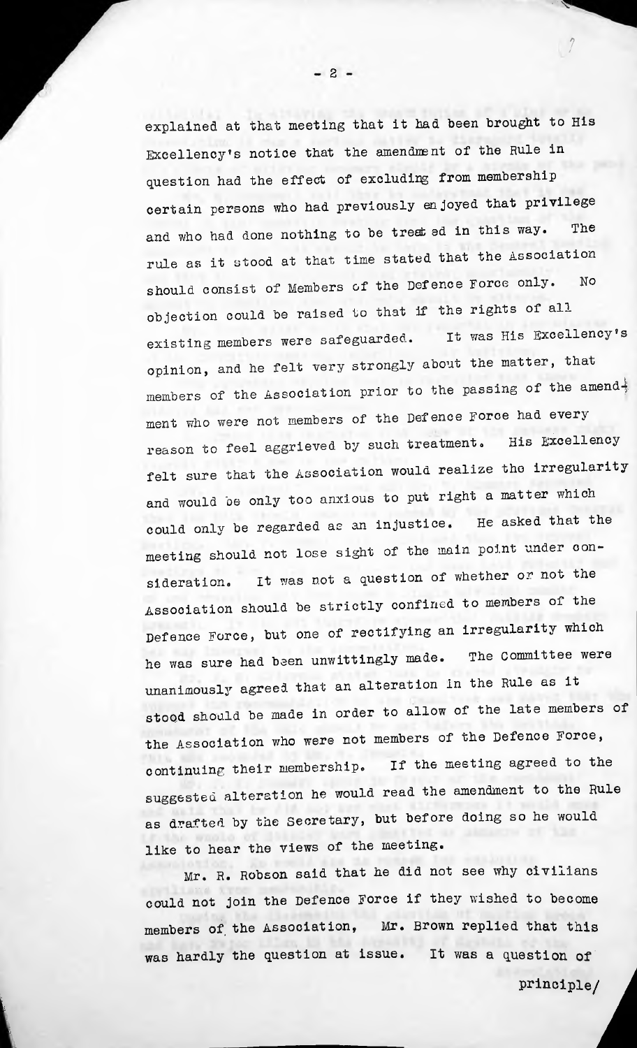explained at that meeting that it had been brought to His Excellency's notice that the amendment of the Rule in question had the effect of excluding from membership certain persons who had previously enjoyed that privilege and who had done nothing to be treated in this way. The rule as it stood at that time stated that the Association should consist of Members of the Defence Force only. No objection could be raised to that if the rights of all existing members were safeguarded. It was His Excellency's opinion, and he felt very strongly about the matter, that members of the Association prior to the passing of the amendment who were not members of the Defence Force had every reason to feel aggrieved by such treatment. His Excellency felt sure that the Association would realize the irregularity and would be only too anxious to put right a matter which could only be regarded as an injustice. He asked that the meeting should not lose sight of the main point under consideration. It was not a question of whether or not the Association should be strictly confined to members of the Defence Force, but one of rectifying an irregularity which he was sure had been unwittingly made. The Committee were unanimously agreed that an alteration in the Rule as it stood should be made in order to allow of the late members of the Association who were not members of the Defence Force, continuing their membership. If the meeting agreed to the suggested alteration he would read the amendment to the Rule as drafted by the Secretary, but before doing so he would like to hear the views of the meeting.

Mr. R. Robson said that he did not see why civilians could not join the Defence Force if they wished to become members of the Association, Mr. Brown replied that this was hardly the question at issue. It was a question of principle/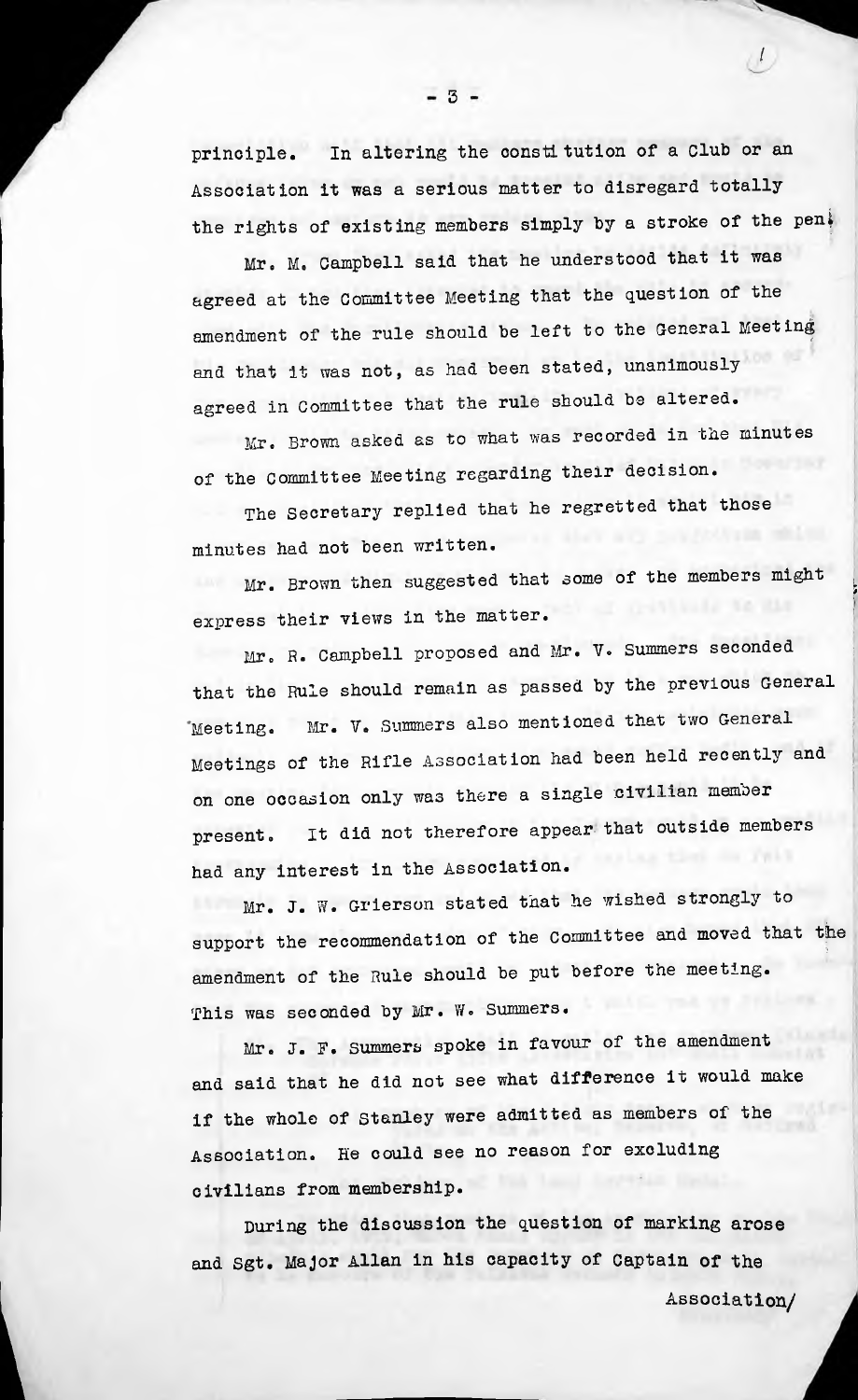principle. In altering the constitution of a Club or an Association it was a serious matter to disregard totally the rights of existing members simply by a stroke of the pen.

Mr. M. Campbell said that he understood that it was agreed at the Committee Meeting that the question of the amendment of the rule should be left to the General Meeting and that it was not, as had been stated, unanimously agreed in Committee that the rule should be altered.

Mr. Brown asked as to what was recorded in the minutes of the Committee Meeting regarding their decision.

The Secretary replied that he regretted that those minutes had not been written.

Mr. Brown then suggested that some of the members might express their views in the matter.

Mr. R. Campbell proposed and Mr. V. Summers seconded that the Rule should remain as passed by the previous General Meeting. Mr. V. Summers also mentioned that two General Meetings of the Rifle Association had been held recently and on one occasion only was there a single civilian member present. It did not therefore appear that outside members had any interest in the Association.

Mr. J. W. Grierson stated that he wished strongly to support the recommendation of the Committee and moved that the amendment of the Rule should be put before the meeting. This was seconded by Mr. W. Summers.

Mr. J. F. Summers spoke in favour of the amendment and said that he did not see what difference it would make if the whole of Stanley were admitted as members of the Association. He could see no reason for excluding civilians from membership.

During the discussion the question of marking arose and Sgt. Major Allan in his capacity of Captain of the Association/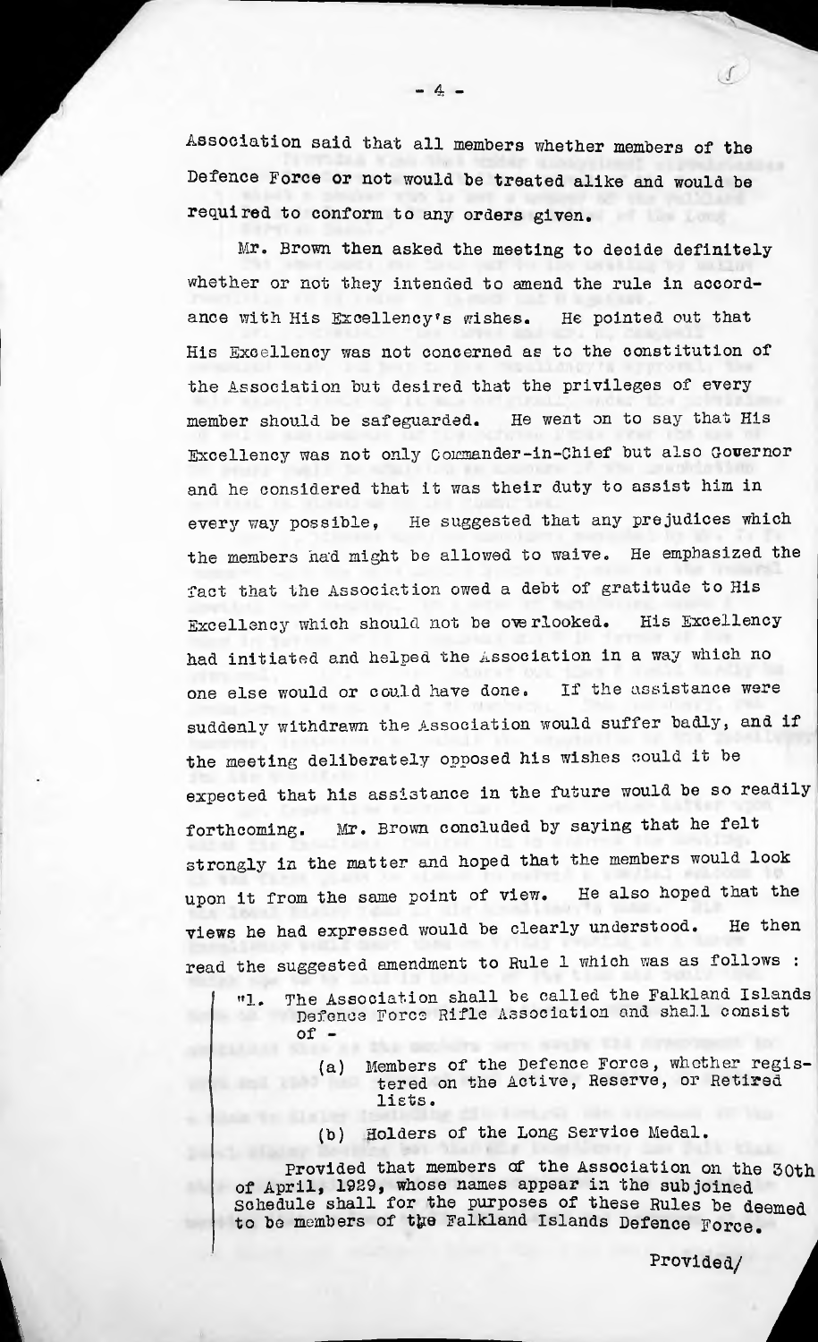Association said that all members whether members of the Defence Force or not would be treated alike and would be required to conform to any orders given.

Mr. Brown then asked the meeting to decide definitely whether or not they intended to amend the rule in accordance with His Excellency's wishes. He pointed out that His Excellency was not concerned as to the constitution of the Association but desired that the privileges of every member should be safeguarded. He went on to say that His Excellency was not only Commander-in-Chief but also Governor and he considered that it was their duty to assist him in every way possible, He suggested that any prejudices which the members had might be allowed to waive. He emphasized the fact that the Association owed a debt of gratitude to His Excellency which should not be overlooked. His Excellency had initiated and helped the Association in a way which no one else would or could have done. If the assistance were suddenly withdrawn the Association would suffer badly, and if the meeting deliberately opposed his wishes could it be expected that his assistance in the future would be so readily forthcoming. Mr. Brown concluded by saying that he felt strongly in the matter and hoped that the members would look upon it from the same point of view. He also hoped that the views he had expressed would be clearly understood. He then read the suggested amendment to Rule 1 which was as follows :

> "1. The Association shall be called the Falkland Islands Defence Force Rifle Association and shall consist of -
>
> (a) Members of the Defence Force, whether registered on the Active, Reserve, or Retired lists.
>
> (b) Holders of the Long Service Medal.
>
> Provided that members of the Association on the 30th of April, 1929, whose names appear in the subjoined Schedule shall for the purposes of these Rules be deemed to be members of the Falkland Islands Defence Force.
>
> Provided/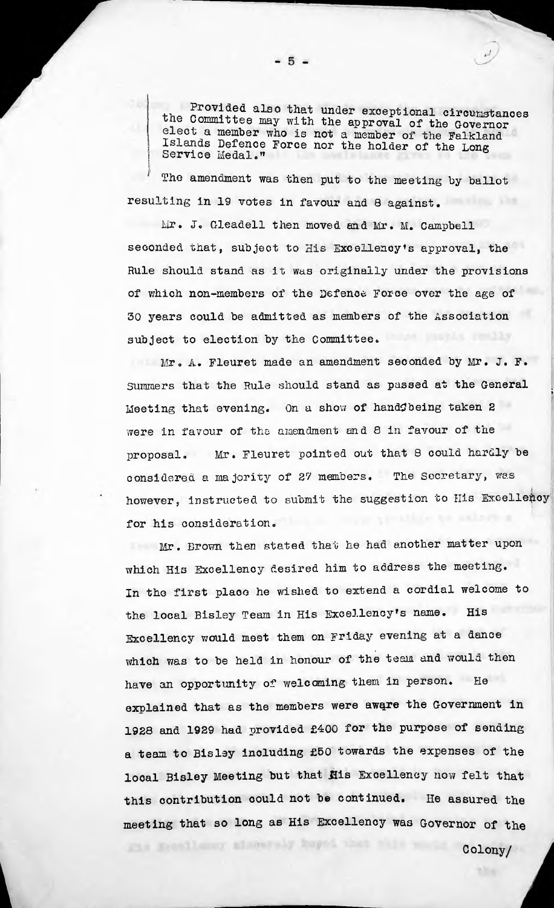Provided also that under exceptional circumstances the Committee may with the approval of the Governor elect a member who is not a member of the Falkland Islands Defence Force nor the holder of the Long Service Medal."

The amendment was then put to the meeting by ballot resulting in 19 votes in favour and 8 against.

Mr. J. Gleadell then moved and Mr. M. Campbell seconded that, subject to His Excellency's approval, the Rule should stand as it was originally under the provisions of which non-members of the Defence Force over the age of 30 years could be admitted as members of the Association subject to election by the Committee.

Mr. A. Fleuret made an amendment seconded by Mr. J. F. Summers that the Rule should stand as passed at the General Meeting that evening. On a show of hands being taken 2 were in favour of the amendment and 8 in favour of the proposal. Mr. Fleuret pointed out that 8 could hardly be considered a majority of 27 members. The Secretary, was however, instructed to submit the suggestion to His Excellency for his consideration.

Mr. Brown then stated that he had another matter upon which His Excellency desired him to address the meeting. In the first place he wished to extend a cordial welcome to the local Bisley Team in His Excellency's name. His Excellency would meet them on Friday evening at a dance which was to be held in honour of the team and would then have an opportunity of welcoming them in person. He explained that as the members were aware the Government in 1928 and 1929 had provided £400 for the purpose of sending a team to Bisley including £50 towards the expenses of the local Bisley Meeting but that His Excellency now felt that this contribution could not be continued. He assured the meeting that so long as His Excellency was Governor of the Colony/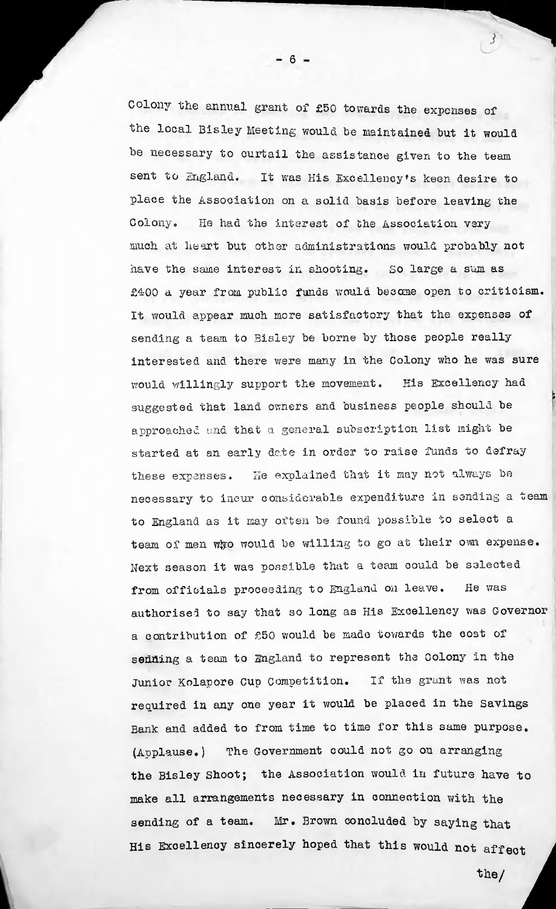Colony the annual grant of £50 towards the expenses of the local Bisley Meeting would be maintained but it would be necessary to curtail the assistance given to the team sent to England. It was His Excellency's keen desire to place the Association on a solid basis before leaving the Colony. He had the interest of the Association very much at heart but other administrations would probably not have the same interest in shooting. So large a sum as £400 a year from public funds would become open to criticism. It would appear much more satisfactory that the expenses of sending a team to Bisley be borne by those people really interested and there were many in the Colony who he was sure would willingly support the movement. His Excellency had suggested that land owners and business people should be approached and that a general subscription list might be started at an early date in order to raise funds to defray these expenses. He explained that it may not always be necessary to incur considerable expenditure in sending a team to England as it may often be found possible to select a team of men who would be willing to go at their own expense. Next season it was possible that a team could be selected from officials proceeding to England on leave. He was authorised to say that so long as His Excellency was Governor a contribution of £50 would be made towards the cost of sending a team to England to represent the Colony in the Junior Kolapore Cup Competition. If the grant was not required in any one year it would be placed in the Savings Bank and added to from time to time for this same purpose. (Applause.) The Government could not go on arranging the Bisley Shoot; the Association would in future have to make all arrangements necessary in connection with the sending of a team. Mr. Brown concluded by saying that His Excellency sincerely hoped that this would not affect

the/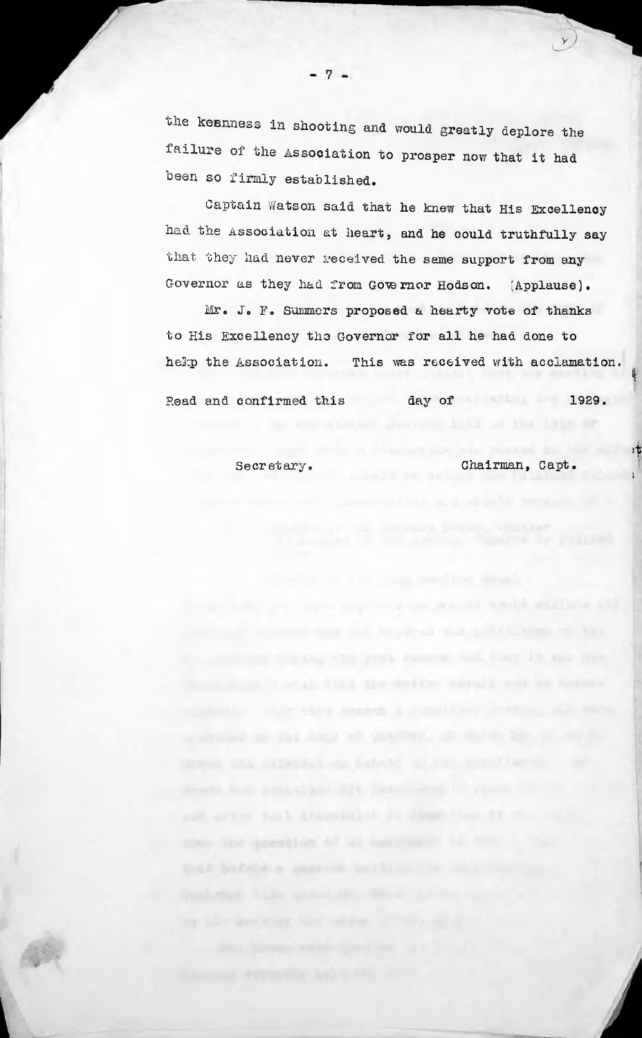the keenness in shooting and would greatly deplore the failure of the Association to prosper now that it had been so firmly established.

Captain Watson said that he knew that His Excellency had the Association at heart, and he could truthfully say that they had never received the same support from any Governor as they had from Governor Hodson. (Applause).

Mr. J. F. Summers proposed a hearty vote of thanks to His Excellency the Governor for all he had done to help the Association. This was received with acclamation.

Read and confirmed this day of 1929.

Secretary. Chairman, Capt.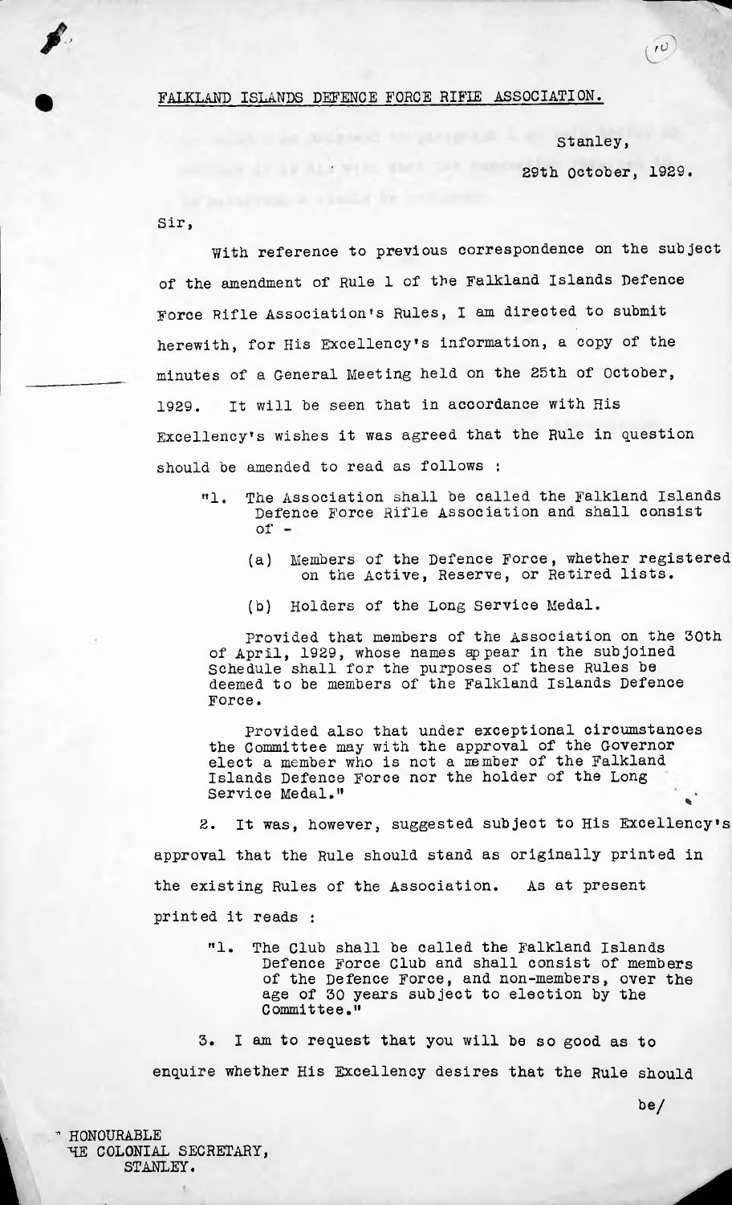FALKLAND ISLANDS DEFENCE FORCE RIFLE ASSOCIATION.

Stanley,

29th October, 1929.

Sir,

With reference to previous correspondence on the subject of the amendment of Rule 1 of the Falkland Islands Defence Force Rifle Association's Rules, I am directed to submit herewith, for His Excellency's information, a copy of the minutes of a General Meeting held on the 25th of October, 1929. It will be seen that in accordance with His Excellency's wishes it was agreed that the Rule in question should be amended to read as follows :

> "1. The Association shall be called the Falkland Islands Defence Force Rifle Association and shall consist of -
>
> (a) Members of the Defence Force, whether registered on the Active, Reserve, or Retired lists.
>
> (b) Holders of the Long Service Medal.
>
> Provided that members of the Association on the 30th of April, 1929, whose names appear in the subjoined Schedule shall for the purposes of these Rules be deemed to be members of the Falkland Islands Defence Force.
>
> Provided also that under exceptional circumstances the Committee may with the approval of the Governor elect a member who is not a member of the Falkland Islands Defence Force nor the holder of the Long Service Medal."

2. It was, however, suggested subject to His Excellency's approval that the Rule should stand as originally printed in the existing Rules of the Association. As at present printed it reads :

> "1. The Club shall be called the Falkland Islands Defence Force Club and shall consist of members of the Defence Force, and non-members, over the age of 30 years subject to election by the Committee."

3. I am to request that you will be so good as to enquire whether His Excellency desires that the Rule should be/

HONOURABLE
THE COLONIAL SECRETARY,
STANLEY.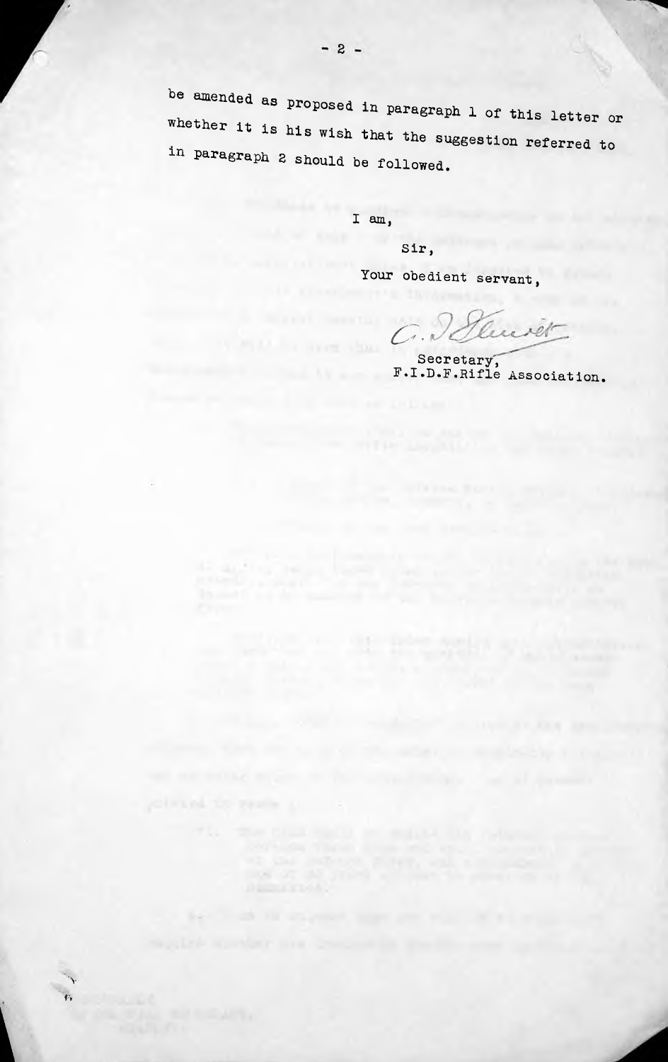be amended as proposed in paragraph 1 of this letter or whether it is his wish that the suggestion referred to in paragraph 2 should be followed.

I am,

Sir,

Your obedient servant,

Secretary,
F.I.D.F.Rifle Association.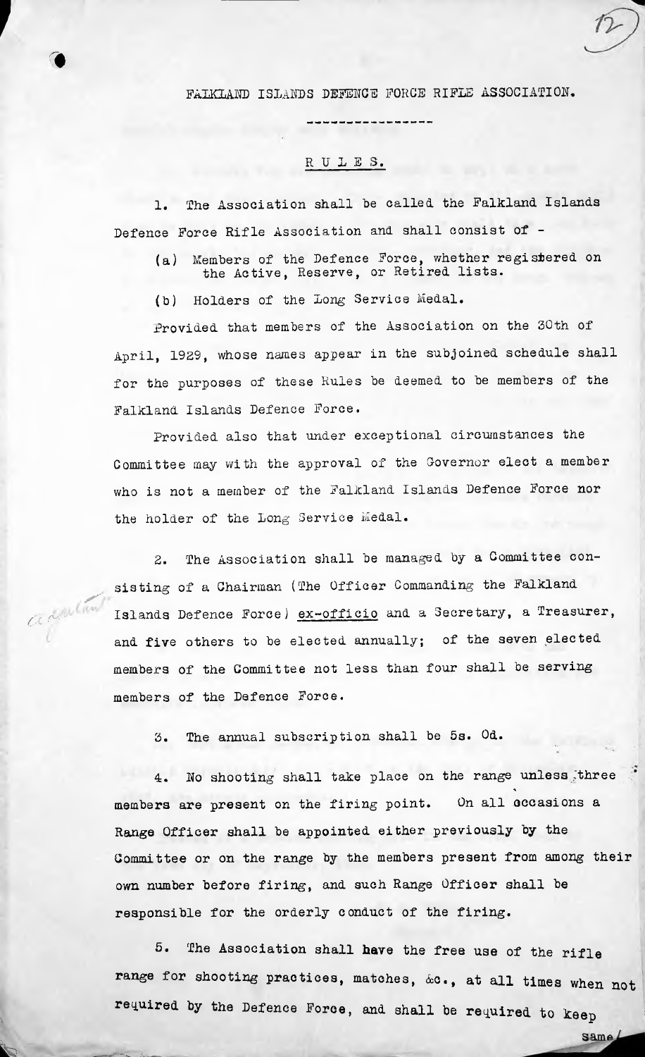# FALKLAND ISLANDS DEFENCE FORCE RIFLE ASSOCIATION.

## RULES.

1. The Association shall be called the Falkland Islands Defence Force Rifle Association and shall consist of -

   (a) Members of the Defence Force, whether registered on the Active, Reserve, or Retired lists.

   (b) Holders of the Long Service Medal.

   Provided that members of the Association on the 30th of April, 1929, whose names appear in the subjoined schedule shall for the purposes of these Rules be deemed to be members of the Falkland Islands Defence Force.

   Provided also that under exceptional circumstances the Committee may with the approval of the Governor elect a member who is not a member of the Falkland Islands Defence Force nor the holder of the Long Service Medal.

2. The Association shall be managed by a Committee consisting of a Chairman (The Officer Commanding the Falkland Islands Defence Force) *ex-officio* and a Secretary, a Treasurer, and five others to be elected annually; of the seven elected members of the Committee not less than four shall be serving members of the Defence Force.

3. The annual subscription shall be 5s. 0d.

4. No shooting shall take place on the range unless three members are present on the firing point. On all occasions a Range Officer shall be appointed either previously by the Committee or on the range by the members present from among their own number before firing, and such Range Officer shall be responsible for the orderly conduct of the firing.

5. The Association shall have the free use of the rifle range for shooting practices, matches, &c., at all times when not required by the Defence Force, and shall be required to keep same/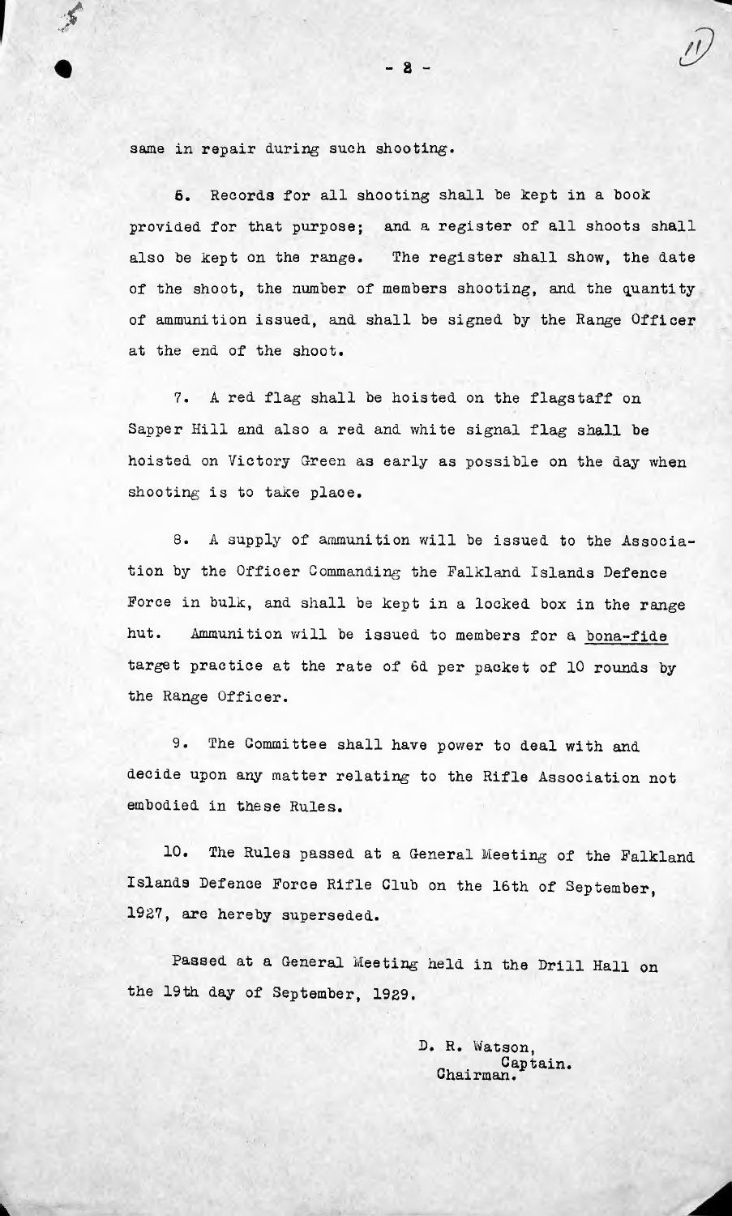same in repair during such shooting.

6. Records for all shooting shall be kept in a book provided for that purpose; and a register of all shoots shall also be kept on the range. The register shall show, the date of the shoot, the number of members shooting, and the quantity of ammunition issued, and shall be signed by the Range Officer at the end of the shoot.

7. A red flag shall be hoisted on the flagstaff on Sapper Hill and also a red and white signal flag shall be hoisted on Victory Green as early as possible on the day when shooting is to take place.

8. A supply of ammunition will be issued to the Association by the Officer Commanding the Falkland Islands Defence Force in bulk, and shall be kept in a locked box in the range hut. Ammunition will be issued to members for a bona-fide target practice at the rate of 6d per packet of 10 rounds by the Range Officer.

9. The Committee shall have power to deal with and decide upon any matter relating to the Rifle Association not embodied in these Rules.

10. The Rules passed at a General Meeting of the Falkland Islands Defence Force Rifle Club on the 16th of September, 1927, are hereby superseded.

Passed at a General Meeting held in the Drill Hall on the 19th day of September, 1929.

D. R. Watson,
Captain.
Chairman.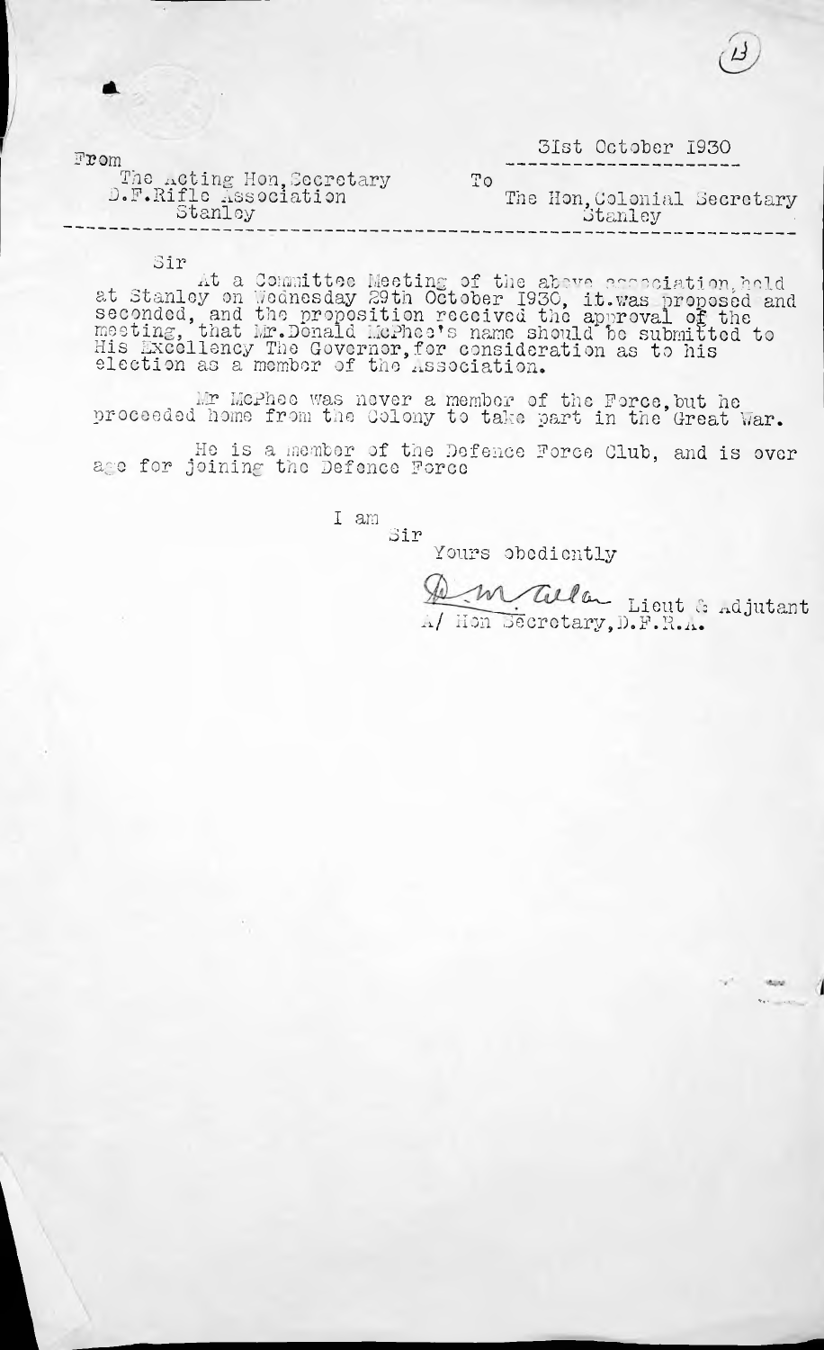(B)

31st October 1930

From
The Acting Hon, Secretary
D.F.Rifle Association
Stanley

To
The Hon, Colonial Secretary
Stanley

Sir

At a Committee Meeting of the above association, held at Stanley on Wednesday 29th October 1930, it was proposed and seconded, and the proposition received the approval of the meeting, that Mr. Donald McPhee's name should be submitted to His Excellency The Governor, for consideration as to his election as a member of the Association.

Mr McPhee was never a member of the Force, but he proceeded home from the Colony to take part in the Great War.

He is a member of the Defence Force Club, and is over age for joining the Defence Force

I am
Sir
Yours obediently

D M Tulla Lieut & Adjutant
A/ Hon Secretary, D.F.R.A.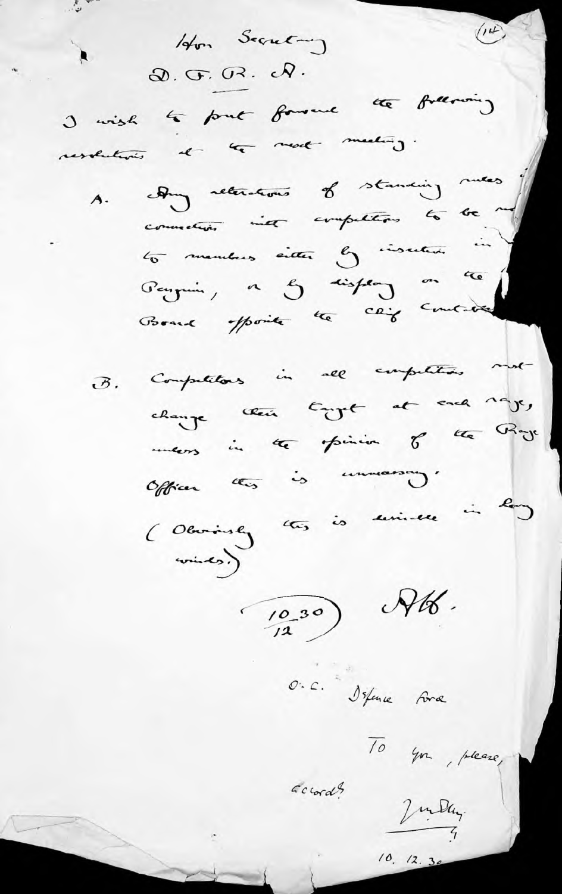Hon Secretary

D. F. R. A.

I wish to put forward the following resolutions at the next meeting.

A. Any alterations of standing rules connected with competitions to be made known to members either by insertion in Penguin, or by display on the Board opposite the Chief Constable

B. Competitors in all competitions must change their target at each range, unless in the opinion of the Range Officer this is unnecessary.

(Obviously this is desirable in long winds.)

(10.30 / 12) AH.

O.C. Defence Force

To you, please,

Records

10. 12. 30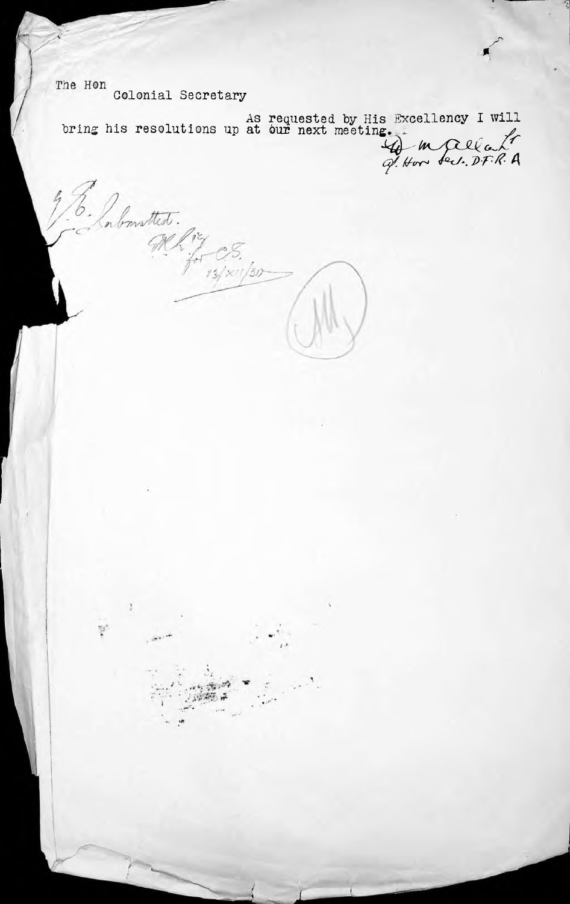The Hon
Colonial Secretary

As requested by His Excellency I will bring his resolutions up at our next meeting.

W. M. Allan Jr
of. Hon Sec. D.F.R.A

H.E. Submitted.

M.L. 12
for C.S.
13/XII/30

(M)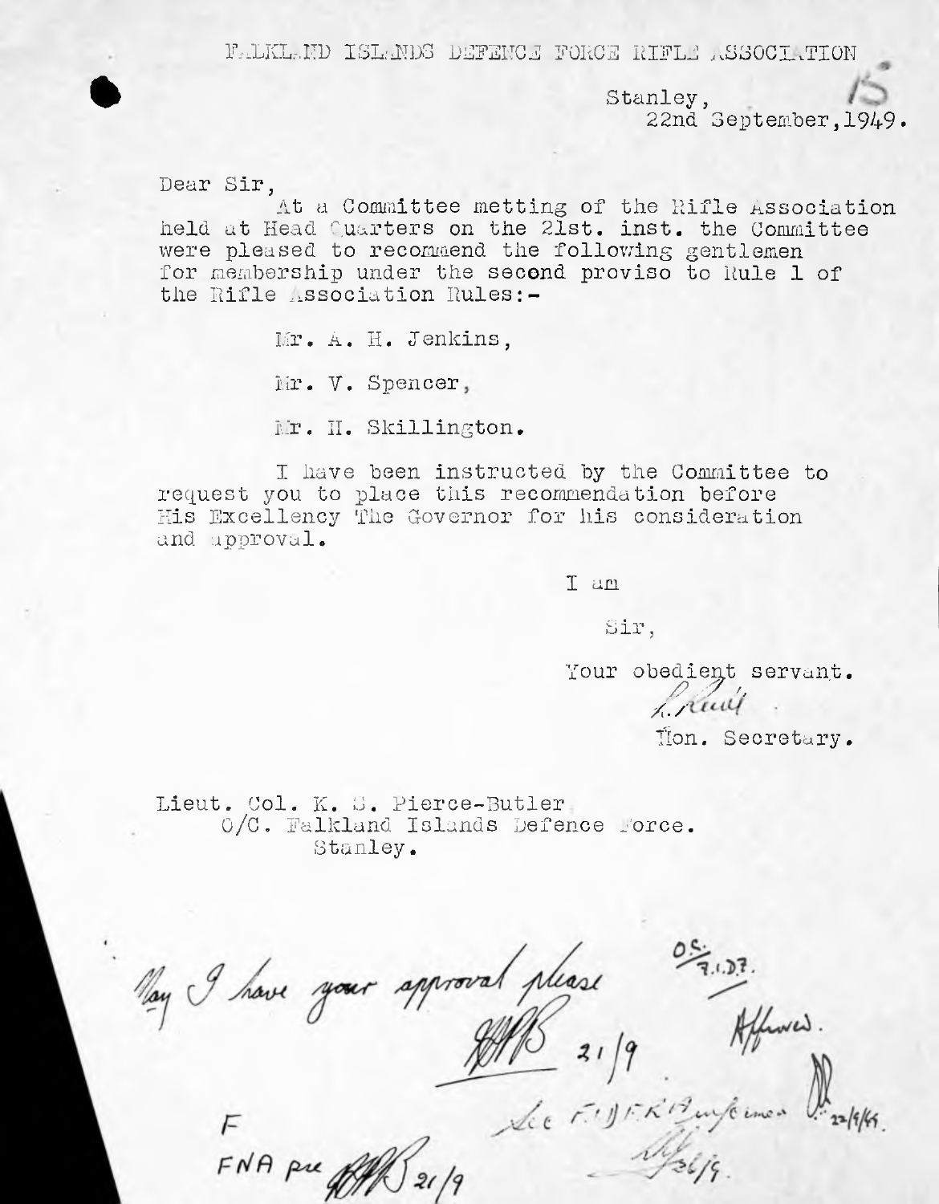FALKLAND ISLANDS DEFENCE FORCE RIFLE ASSOCIATION

15

Stanley,
22nd September, 1949.

Dear Sir,

At a Committee metting of the Rifle Association held at Head Quarters on the 21st. inst. the Committee were pleased to recommend the following gentlemen for membership under the second proviso to Rule 1 of the Rifle Association Rules:-

Mr. A. H. Jenkins,

Mr. V. Spencer,

Mr. H. Skillington.

I have been instructed by the Committee to request you to place this recommendation before His Excellency The Governor for his consideration and approval.

I am

Sir,

Your obedient servant.

L. Reid

Hon. Secretary.

Lieut. Col. K. S. Pierce-Butler
O/C. Falkland Islands Defence Force.
Stanley.

May I have your approval please
KSPB 21/9

O.C. F.I.D.F.

Approved.

See F.I.D.F. K.P.B. informed 22/9/49.

F

FNA pre KSPB 21/9

26/9.